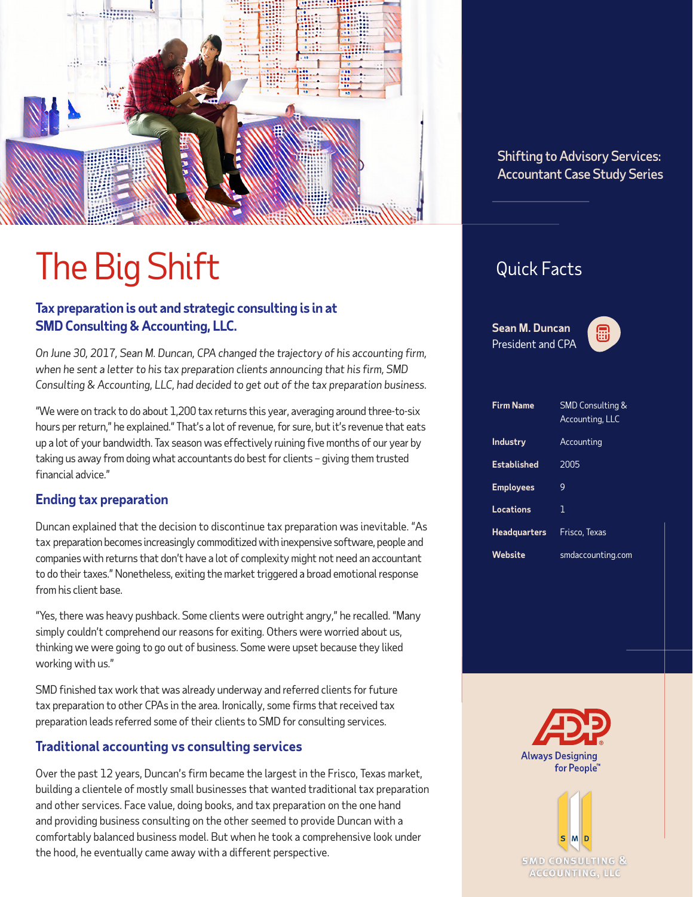Shifting to Advisory Services: Accountant Case Study Series

# The Big Shift

### Tax preparation is out and strategic consulting is in at SMD Consulting & Accounting, LLC.

*On June 30, 2017, Sean M. Duncan, CPA changed the trajectory of his accounting firm, when he sent a letter to his tax preparation clients announcing that his firm, SMD Consulting & Accounting, LLC, had decided to get out of the tax preparation business.*

"We were on track to do about 1,200 tax returns this year, averaging around three-to-six hours per return," he explained." That's a lot of revenue, for sure, but it's revenue that eats up a lot of your bandwidth. Tax season was effectively ruining five months of our year by taking us away from doing what accountants do best for clients – giving them trusted financial advice."

### Ending tax preparation

Duncan explained that the decision to discontinue tax preparation was inevitable. "As tax preparation becomes increasingly commoditized with inexpensive software, people and companies with returns that don't have a lot of complexity might not need an accountant to do their taxes." Nonetheless, exiting the market triggered a broad emotional response from his client base.

"Yes, there was heavy pushback. Some clients were outright angry," he recalled. "Many simply couldn't comprehend our reasons for exiting. Others were worried about us, thinking we were going to go out of business. Some were upset because they liked working with us."

SMD finished tax work that was already underway and referred clients for future tax preparation to other CPAs in the area. Ironically, some firms that received tax preparation leads referred some of their clients to SMD for consulting services.

### Traditional accounting vs consulting services

Over the past 12 years, Duncan's firm became the largest in the Frisco, Texas market, building a clientele of mostly small businesses that wanted traditional tax preparation and other services. Face value, doing books, and tax preparation on the one hand and providing business consulting on the other seemed to provide Duncan with a comfortably balanced business model. But when he took a comprehensive look under the hood, he eventually came away with a different perspective.

## Quick Facts

**Sean M. Duncan**
President and CPA

| | |
|---|---|
| **Firm Name** | SMD Consulting & Accounting, LLC |
| **Industry** | Accounting |
| **Established** | 2005 |
| **Employees** | 9 |
| **Locations** | 1 |
| **Headquarters** | Frisco, Texas |
| **Website** | smdaccounting.com |

ADP® Always Designing for People™

SMD CONSULTING & ACCOUNTING, LLC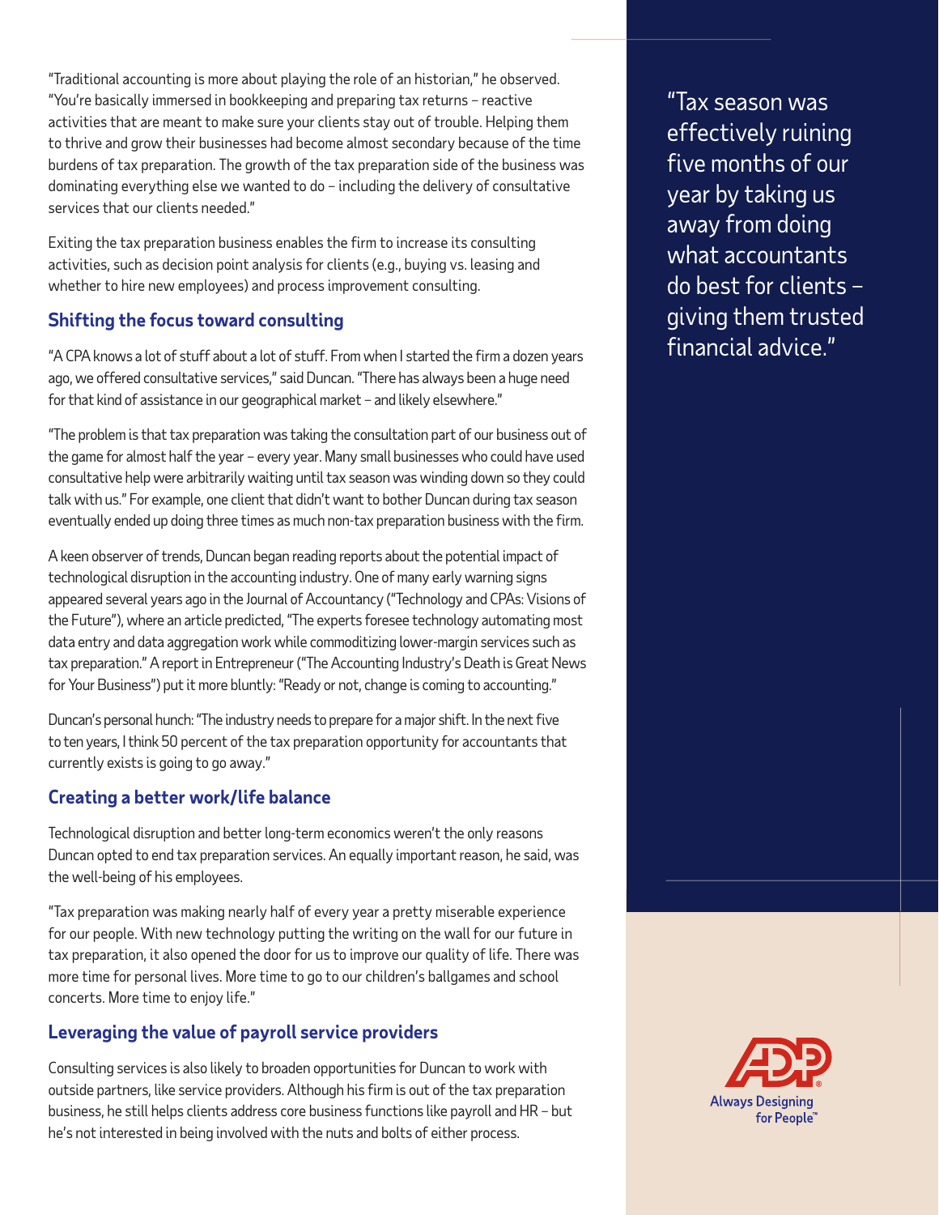"Traditional accounting is more about playing the role of an historian," he observed. "You're basically immersed in bookkeeping and preparing tax returns – reactive activities that are meant to make sure your clients stay out of trouble. Helping them to thrive and grow their businesses had become almost secondary because of the time burdens of tax preparation. The growth of the tax preparation side of the business was dominating everything else we wanted to do – including the delivery of consultative services that our clients needed."

Exiting the tax preparation business enables the firm to increase its consulting activities, such as decision point analysis for clients (e.g., buying vs. leasing and whether to hire new employees) and process improvement consulting.

## Shifting the focus toward consulting

"A CPA knows a lot of stuff about a lot of stuff. From when I started the firm a dozen years ago, we offered consultative services," said Duncan. "There has always been a huge need for that kind of assistance in our geographical market – and likely elsewhere."

"The problem is that tax preparation was taking the consultation part of our business out of the game for almost half the year – every year. Many small businesses who could have used consultative help were arbitrarily waiting until tax season was winding down so they could talk with us." For example, one client that didn't want to bother Duncan during tax season eventually ended up doing three times as much non-tax preparation business with the firm.

A keen observer of trends, Duncan began reading reports about the potential impact of technological disruption in the accounting industry. One of many early warning signs appeared several years ago in the Journal of Accountancy ("Technology and CPAs: Visions of the Future"), where an article predicted, "The experts foresee technology automating most data entry and data aggregation work while commoditizing lower-margin services such as tax preparation." A report in Entrepreneur ("The Accounting Industry's Death is Great News for Your Business") put it more bluntly: "Ready or not, change is coming to accounting."

Duncan's personal hunch: "The industry needs to prepare for a major shift. In the next five to ten years, I think 50 percent of the tax preparation opportunity for accountants that currently exists is going to go away."

## Creating a better work/life balance

Technological disruption and better long-term economics weren't the only reasons Duncan opted to end tax preparation services. An equally important reason, he said, was the well-being of his employees.

"Tax preparation was making nearly half of every year a pretty miserable experience for our people. With new technology putting the writing on the wall for our future in tax preparation, it also opened the door for us to improve our quality of life. There was more time for personal lives. More time to go to our children's ballgames and school concerts. More time to enjoy life."

## Leveraging the value of payroll service providers

Consulting services is also likely to broaden opportunities for Duncan to work with outside partners, like service providers. Although his firm is out of the tax preparation business, he still helps clients address core business functions like payroll and HR – but he's not interested in being involved with the nuts and bolts of either process.

> "Tax season was effectively ruining five months of our year by taking us away from doing what accountants do best for clients – giving them trusted financial advice."

ADP Always Designing for People™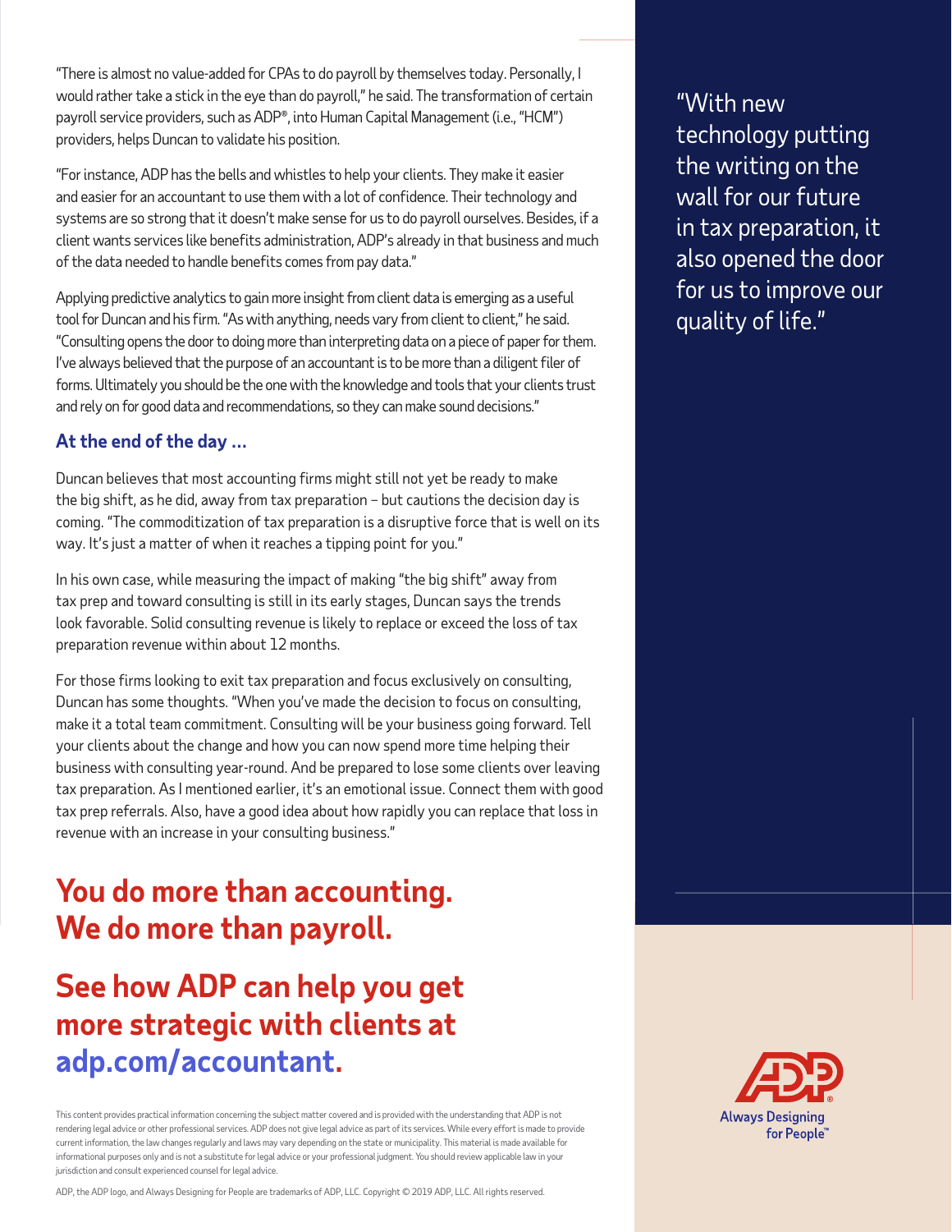"There is almost no value-added for CPAs to do payroll by themselves today. Personally, I would rather take a stick in the eye than do payroll," he said. The transformation of certain payroll service providers, such as ADP®, into Human Capital Management (i.e., "HCM") providers, helps Duncan to validate his position.

"For instance, ADP has the bells and whistles to help your clients. They make it easier and easier for an accountant to use them with a lot of confidence. Their technology and systems are so strong that it doesn't make sense for us to do payroll ourselves. Besides, if a client wants services like benefits administration, ADP's already in that business and much of the data needed to handle benefits comes from pay data."

Applying predictive analytics to gain more insight from client data is emerging as a useful tool for Duncan and his firm. "As with anything, needs vary from client to client," he said. "Consulting opens the door to doing more than interpreting data on a piece of paper for them. I've always believed that the purpose of an accountant is to be more than a diligent filer of forms. Ultimately you should be the one with the knowledge and tools that your clients trust and rely on for good data and recommendations, so they can make sound decisions."

> "With new technology putting the writing on the wall for our future in tax preparation, it also opened the door for us to improve our quality of life."

### At the end of the day …

Duncan believes that most accounting firms might still not yet be ready to make the big shift, as he did, away from tax preparation – but cautions the decision day is coming. "The commoditization of tax preparation is a disruptive force that is well on its way. It's just a matter of when it reaches a tipping point for you."

In his own case, while measuring the impact of making "the big shift" away from tax prep and toward consulting is still in its early stages, Duncan says the trends look favorable. Solid consulting revenue is likely to replace or exceed the loss of tax preparation revenue within about 12 months.

For those firms looking to exit tax preparation and focus exclusively on consulting, Duncan has some thoughts. "When you've made the decision to focus on consulting, make it a total team commitment. Consulting will be your business going forward. Tell your clients about the change and how you can now spend more time helping their business with consulting year-round. And be prepared to lose some clients over leaving tax preparation. As I mentioned earlier, it's an emotional issue. Connect them with good tax prep referrals. Also, have a good idea about how rapidly you can replace that loss in revenue with an increase in your consulting business."

## You do more than accounting. We do more than payroll.

## See how ADP can help you get more strategic with clients at adp.com/accountant.

This content provides practical information concerning the subject matter covered and is provided with the understanding that ADP is not rendering legal advice or other professional services. ADP does not give legal advice as part of its services. While every effort is made to provide current information, the law changes regularly and laws may vary depending on the state or municipality. This material is made available for informational purposes only and is not a substitute for legal advice or your professional judgment. You should review applicable law in your jurisdiction and consult experienced counsel for legal advice.

ADP, the ADP logo, and Always Designing for People are trademarks of ADP, LLC. Copyright © 2019 ADP, LLC. All rights reserved.

ADP® Always Designing for People™